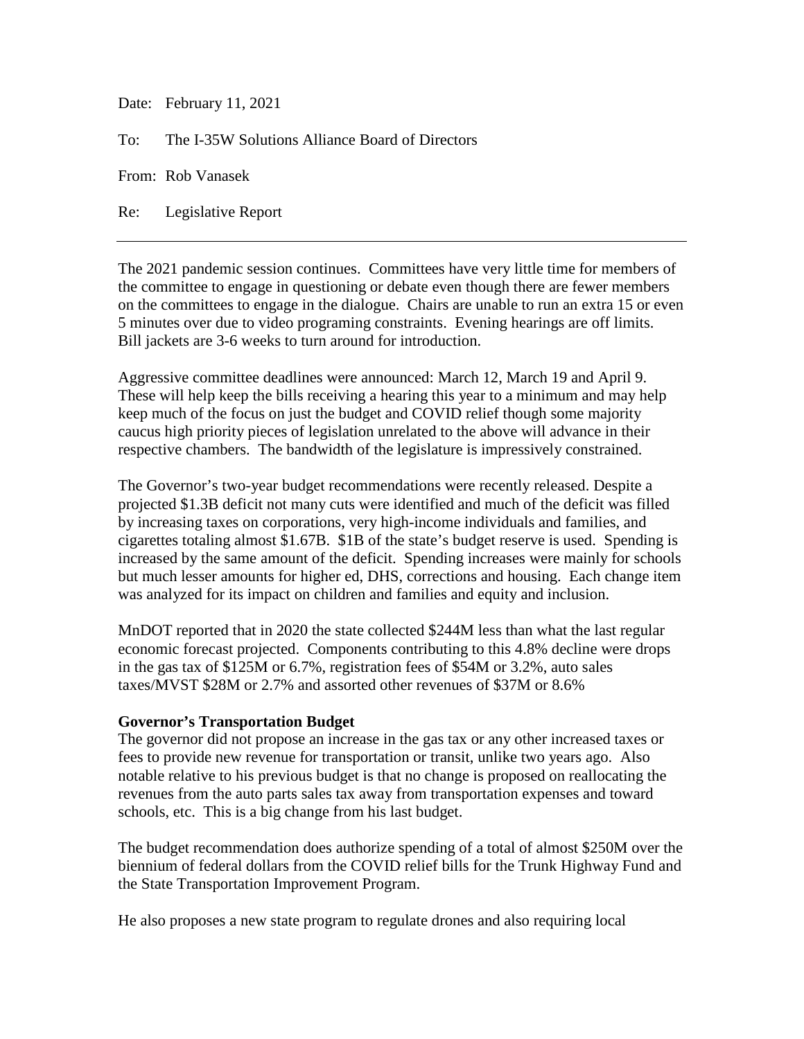Date: February 11, 2021

To: The I-35W Solutions Alliance Board of Directors

From: Rob Vanasek

Re: Legislative Report

---

The 2021 pandemic session continues. Committees have very little time for members of the committee to engage in questioning or debate even though there are fewer members on the committees to engage in the dialogue. Chairs are unable to run an extra 15 or even 5 minutes over due to video programing constraints. Evening hearings are off limits. Bill jackets are 3-6 weeks to turn around for introduction.

Aggressive committee deadlines were announced: March 12, March 19 and April 9. These will help keep the bills receiving a hearing this year to a minimum and may help keep much of the focus on just the budget and COVID relief though some majority caucus high priority pieces of legislation unrelated to the above will advance in their respective chambers. The bandwidth of the legislature is impressively constrained.

The Governor's two-year budget recommendations were recently released. Despite a projected $1.3B deficit not many cuts were identified and much of the deficit was filled by increasing taxes on corporations, very high-income individuals and families, and cigarettes totaling almost $1.67B. $1B of the state's budget reserve is used. Spending is increased by the same amount of the deficit. Spending increases were mainly for schools but much lesser amounts for higher ed, DHS, corrections and housing. Each change item was analyzed for its impact on children and families and equity and inclusion.

MnDOT reported that in 2020 the state collected $244M less than what the last regular economic forecast projected. Components contributing to this 4.8% decline were drops in the gas tax of $125M or 6.7%, registration fees of $54M or 3.2%, auto sales taxes/MVST $28M or 2.7% and assorted other revenues of $37M or 8.6%

**Governor's Transportation Budget**

The governor did not propose an increase in the gas tax or any other increased taxes or fees to provide new revenue for transportation or transit, unlike two years ago. Also notable relative to his previous budget is that no change is proposed on reallocating the revenues from the auto parts sales tax away from transportation expenses and toward schools, etc. This is a big change from his last budget.

The budget recommendation does authorize spending of a total of almost $250M over the biennium of federal dollars from the COVID relief bills for the Trunk Highway Fund and the State Transportation Improvement Program.

He also proposes a new state program to regulate drones and also requiring local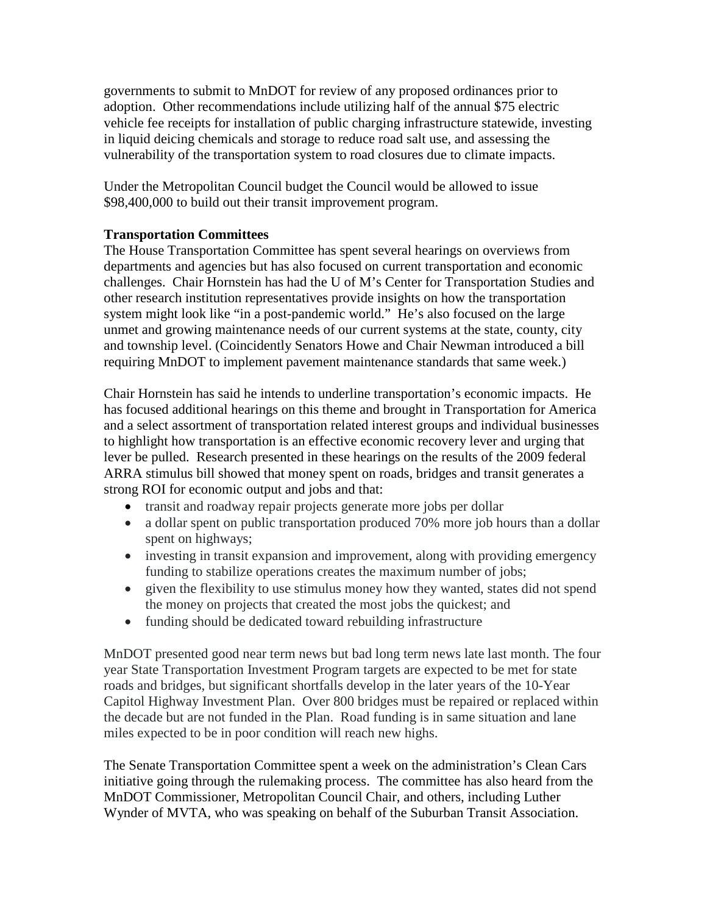governments to submit to MnDOT for review of any proposed ordinances prior to adoption. Other recommendations include utilizing half of the annual $75 electric vehicle fee receipts for installation of public charging infrastructure statewide, investing in liquid deicing chemicals and storage to reduce road salt use, and assessing the vulnerability of the transportation system to road closures due to climate impacts.

Under the Metropolitan Council budget the Council would be allowed to issue $98,400,000 to build out their transit improvement program.

**Transportation Committees**

The House Transportation Committee has spent several hearings on overviews from departments and agencies but has also focused on current transportation and economic challenges. Chair Hornstein has had the U of M's Center for Transportation Studies and other research institution representatives provide insights on how the transportation system might look like "in a post-pandemic world." He's also focused on the large unmet and growing maintenance needs of our current systems at the state, county, city and township level. (Coincidently Senators Howe and Chair Newman introduced a bill requiring MnDOT to implement pavement maintenance standards that same week.)

Chair Hornstein has said he intends to underline transportation's economic impacts. He has focused additional hearings on this theme and brought in Transportation for America and a select assortment of transportation related interest groups and individual businesses to highlight how transportation is an effective economic recovery lever and urging that lever be pulled. Research presented in these hearings on the results of the 2009 federal ARRA stimulus bill showed that money spent on roads, bridges and transit generates a strong ROI for economic output and jobs and that:

- transit and roadway repair projects generate more jobs per dollar
- a dollar spent on public transportation produced 70% more job hours than a dollar spent on highways;
- investing in transit expansion and improvement, along with providing emergency funding to stabilize operations creates the maximum number of jobs;
- given the flexibility to use stimulus money how they wanted, states did not spend the money on projects that created the most jobs the quickest; and
- funding should be dedicated toward rebuilding infrastructure

MnDOT presented good near term news but bad long term news late last month. The four year State Transportation Investment Program targets are expected to be met for state roads and bridges, but significant shortfalls develop in the later years of the 10-Year Capitol Highway Investment Plan. Over 800 bridges must be repaired or replaced within the decade but are not funded in the Plan. Road funding is in same situation and lane miles expected to be in poor condition will reach new highs.

The Senate Transportation Committee spent a week on the administration's Clean Cars initiative going through the rulemaking process. The committee has also heard from the MnDOT Commissioner, Metropolitan Council Chair, and others, including Luther Wynder of MVTA, who was speaking on behalf of the Suburban Transit Association.